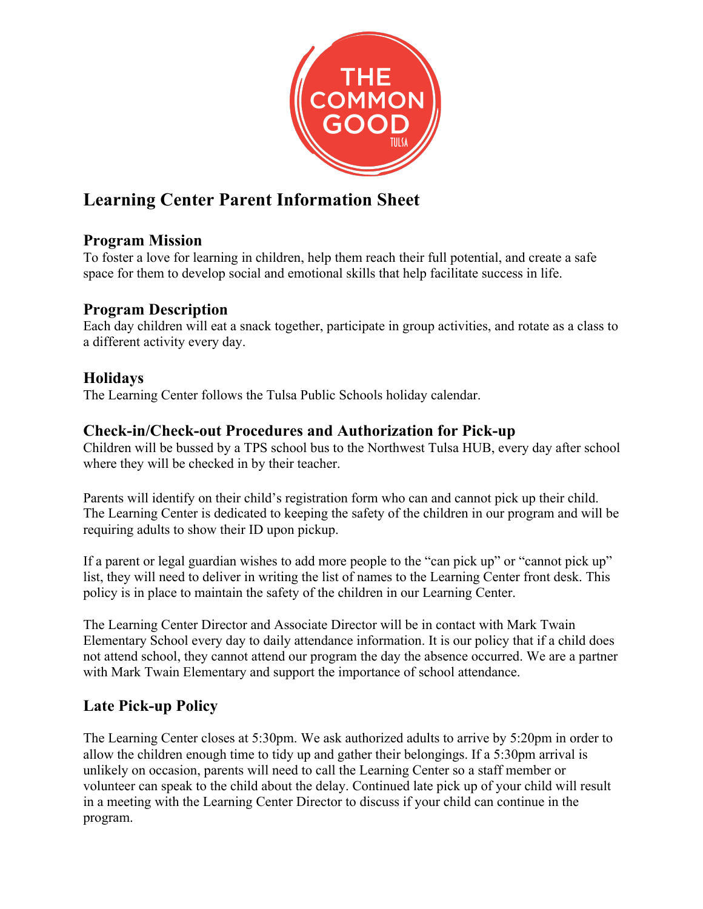# Learning Center Parent Information Sheet

## Program Mission

To foster a love for learning in children, help them reach their full potential, and create a safe space for them to develop social and emotional skills that help facilitate success in life.

## Program Description

Each day children will eat a snack together, participate in group activities, and rotate as a class to a different activity every day.

## Holidays

The Learning Center follows the Tulsa Public Schools holiday calendar.

## Check-in/Check-out Procedures and Authorization for Pick-up

Children will be bussed by a TPS school bus to the Northwest Tulsa HUB, every day after school where they will be checked in by their teacher.

Parents will identify on their child's registration form who can and cannot pick up their child. The Learning Center is dedicated to keeping the safety of the children in our program and will be requiring adults to show their ID upon pickup.

If a parent or legal guardian wishes to add more people to the "can pick up" or "cannot pick up" list, they will need to deliver in writing the list of names to the Learning Center front desk. This policy is in place to maintain the safety of the children in our Learning Center.

The Learning Center Director and Associate Director will be in contact with Mark Twain Elementary School every day to daily attendance information. It is our policy that if a child does not attend school, they cannot attend our program the day the absence occurred. We are a partner with Mark Twain Elementary and support the importance of school attendance.

## Late Pick-up Policy

The Learning Center closes at 5:30pm. We ask authorized adults to arrive by 5:20pm in order to allow the children enough time to tidy up and gather their belongings. If a 5:30pm arrival is unlikely on occasion, parents will need to call the Learning Center so a staff member or volunteer can speak to the child about the delay. Continued late pick up of your child will result in a meeting with the Learning Center Director to discuss if your child can continue in the program.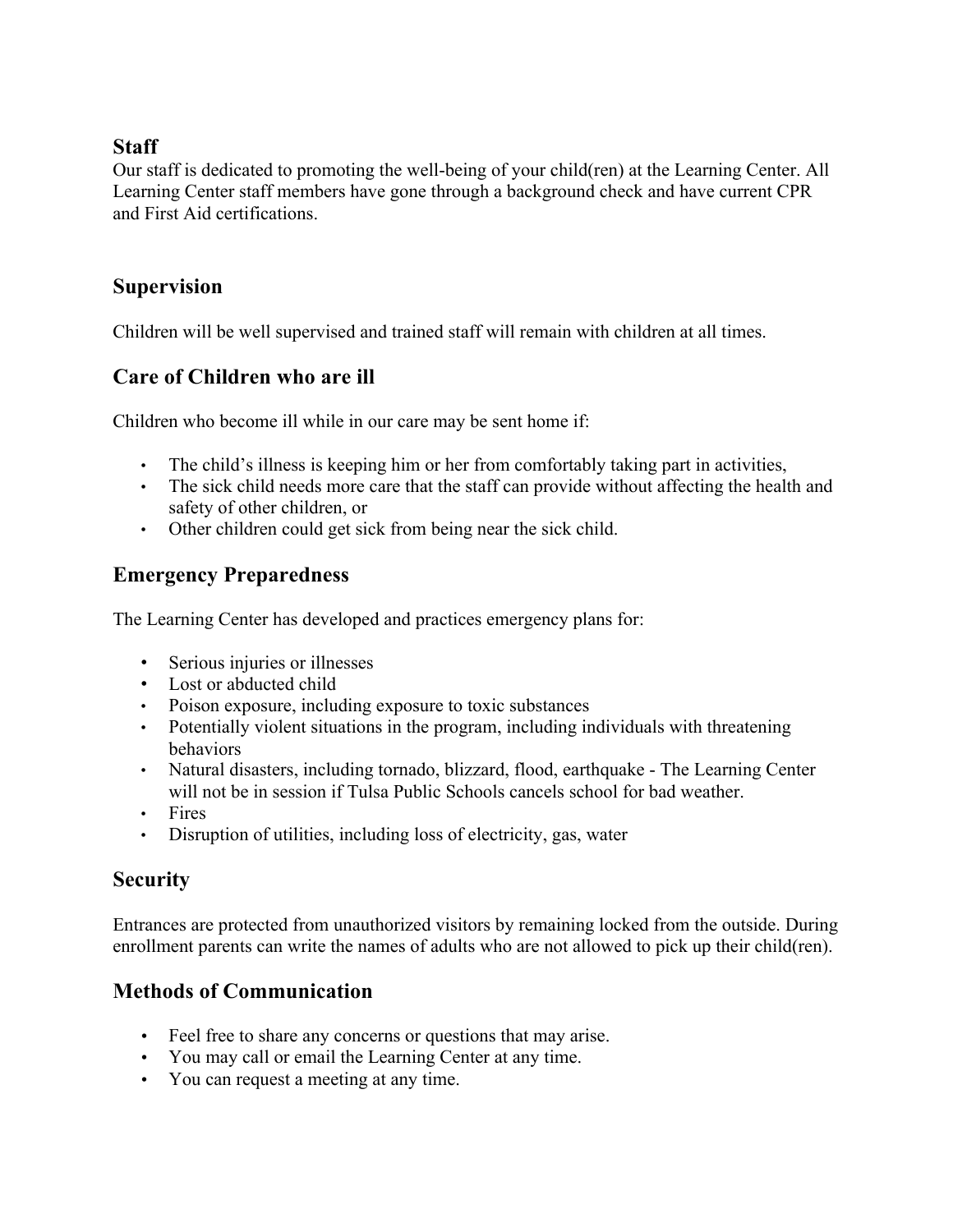## Staff

Our staff is dedicated to promoting the well-being of your child(ren) at the Learning Center. All Learning Center staff members have gone through a background check and have current CPR and First Aid certifications.

## Supervision

Children will be well supervised and trained staff will remain with children at all times.

## Care of Children who are ill

Children who become ill while in our care may be sent home if:

- The child's illness is keeping him or her from comfortably taking part in activities,
- The sick child needs more care that the staff can provide without affecting the health and safety of other children, or
- Other children could get sick from being near the sick child.

## Emergency Preparedness

The Learning Center has developed and practices emergency plans for:

- Serious injuries or illnesses
- Lost or abducted child
- Poison exposure, including exposure to toxic substances
- Potentially violent situations in the program, including individuals with threatening behaviors
- Natural disasters, including tornado, blizzard, flood, earthquake - The Learning Center will not be in session if Tulsa Public Schools cancels school for bad weather.
- Fires
- Disruption of utilities, including loss of electricity, gas, water

## Security

Entrances are protected from unauthorized visitors by remaining locked from the outside. During enrollment parents can write the names of adults who are not allowed to pick up their child(ren).

## Methods of Communication

- Feel free to share any concerns or questions that may arise.
- You may call or email the Learning Center at any time.
- You can request a meeting at any time.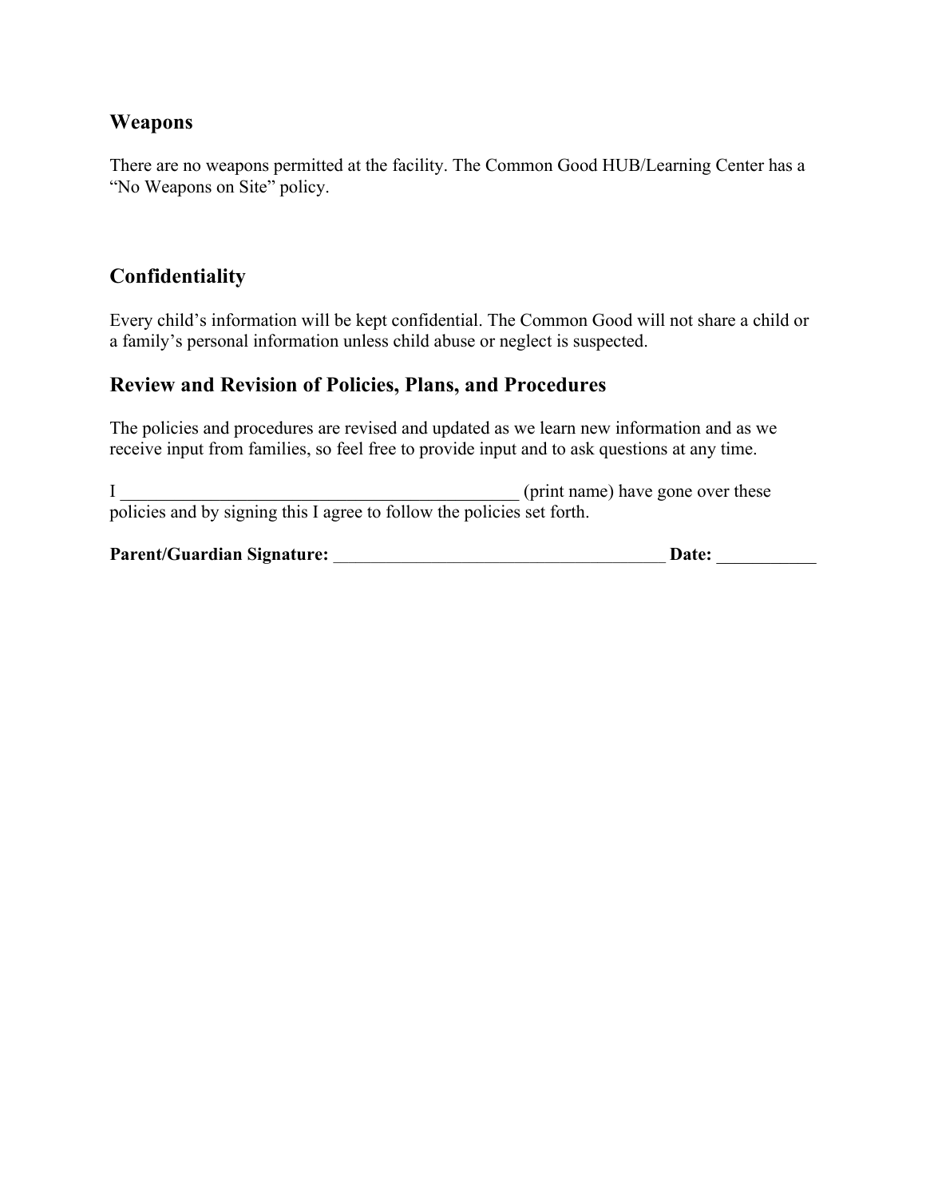## Weapons

There are no weapons permitted at the facility. The Common Good HUB/Learning Center has a "No Weapons on Site" policy.

## Confidentiality

Every child's information will be kept confidential. The Common Good will not share a child or a family's personal information unless child abuse or neglect is suspected.

## Review and Revision of Policies, Plans, and Procedures

The policies and procedures are revised and updated as we learn new information and as we receive input from families, so feel free to provide input and to ask questions at any time.

I ____________________________________________ (print name) have gone over these policies and by signing this I agree to follow the policies set forth.

**Parent/Guardian Signature:** _____________________________________ **Date:** ___________